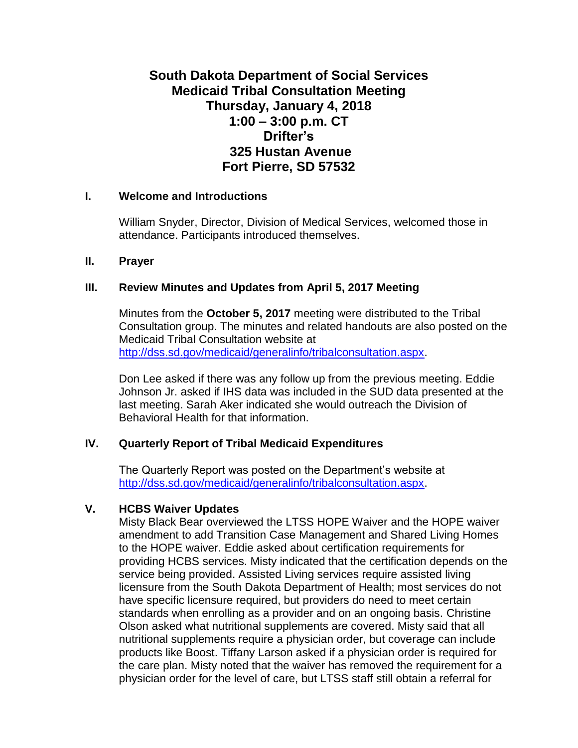# South Dakota Department of Social Services
# Medicaid Tribal Consultation Meeting
# Thursday, January 4, 2018
# 1:00 – 3:00 p.m. CT
# Drifter's
# 325 Hustan Avenue
# Fort Pierre, SD 57532

## I. Welcome and Introductions

William Snyder, Director, Division of Medical Services, welcomed those in attendance. Participants introduced themselves.

## II. Prayer

## III. Review Minutes and Updates from April 5, 2017 Meeting

Minutes from the **October 5, 2017** meeting were distributed to the Tribal Consultation group. The minutes and related handouts are also posted on the Medicaid Tribal Consultation website at http://dss.sd.gov/medicaid/generalinfo/tribalconsultation.aspx.

Don Lee asked if there was any follow up from the previous meeting. Eddie Johnson Jr. asked if IHS data was included in the SUD data presented at the last meeting. Sarah Aker indicated she would outreach the Division of Behavioral Health for that information.

## IV. Quarterly Report of Tribal Medicaid Expenditures

The Quarterly Report was posted on the Department's website at http://dss.sd.gov/medicaid/generalinfo/tribalconsultation.aspx.

## V. HCBS Waiver Updates

Misty Black Bear overviewed the LTSS HOPE Waiver and the HOPE waiver amendment to add Transition Case Management and Shared Living Homes to the HOPE waiver. Eddie asked about certification requirements for providing HCBS services. Misty indicated that the certification depends on the service being provided. Assisted Living services require assisted living licensure from the South Dakota Department of Health; most services do not have specific licensure required, but providers do need to meet certain standards when enrolling as a provider and on an ongoing basis. Christine Olson asked what nutritional supplements are covered. Misty said that all nutritional supplements require a physician order, but coverage can include products like Boost. Tiffany Larson asked if a physician order is required for the care plan. Misty noted that the waiver has removed the requirement for a physician order for the level of care, but LTSS staff still obtain a referral for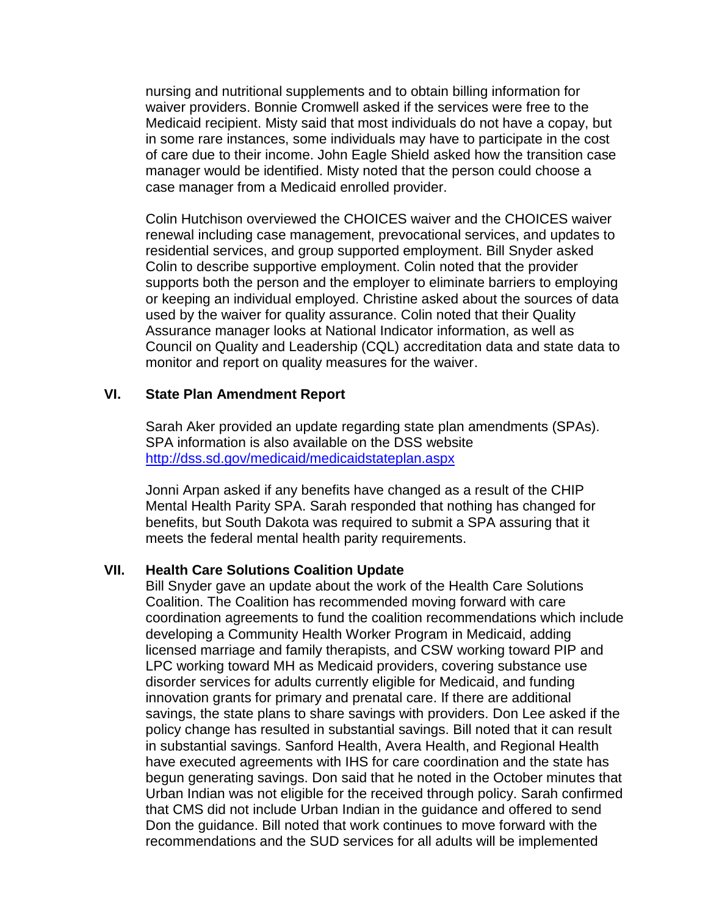nursing and nutritional supplements and to obtain billing information for waiver providers. Bonnie Cromwell asked if the services were free to the Medicaid recipient. Misty said that most individuals do not have a copay, but in some rare instances, some individuals may have to participate in the cost of care due to their income. John Eagle Shield asked how the transition case manager would be identified. Misty noted that the person could choose a case manager from a Medicaid enrolled provider.

Colin Hutchison overviewed the CHOICES waiver and the CHOICES waiver renewal including case management, prevocational services, and updates to residential services, and group supported employment. Bill Snyder asked Colin to describe supportive employment. Colin noted that the provider supports both the person and the employer to eliminate barriers to employing or keeping an individual employed. Christine asked about the sources of data used by the waiver for quality assurance. Colin noted that their Quality Assurance manager looks at National Indicator information, as well as Council on Quality and Leadership (CQL) accreditation data and state data to monitor and report on quality measures for the waiver.

## VI. State Plan Amendment Report

Sarah Aker provided an update regarding state plan amendments (SPAs). SPA information is also available on the DSS website [http://dss.sd.gov/medicaid/medicaidstateplan.aspx](http://dss.sd.gov/medicaid/medicaidstateplan.aspx)

Jonni Arpan asked if any benefits have changed as a result of the CHIP Mental Health Parity SPA. Sarah responded that nothing has changed for benefits, but South Dakota was required to submit a SPA assuring that it meets the federal mental health parity requirements.

## VII. Health Care Solutions Coalition Update

Bill Snyder gave an update about the work of the Health Care Solutions Coalition. The Coalition has recommended moving forward with care coordination agreements to fund the coalition recommendations which include developing a Community Health Worker Program in Medicaid, adding licensed marriage and family therapists, and CSW working toward PIP and LPC working toward MH as Medicaid providers, covering substance use disorder services for adults currently eligible for Medicaid, and funding innovation grants for primary and prenatal care. If there are additional savings, the state plans to share savings with providers. Don Lee asked if the policy change has resulted in substantial savings. Bill noted that it can result in substantial savings. Sanford Health, Avera Health, and Regional Health have executed agreements with IHS for care coordination and the state has begun generating savings. Don said that he noted in the October minutes that Urban Indian was not eligible for the received through policy. Sarah confirmed that CMS did not include Urban Indian in the guidance and offered to send Don the guidance. Bill noted that work continues to move forward with the recommendations and the SUD services for all adults will be implemented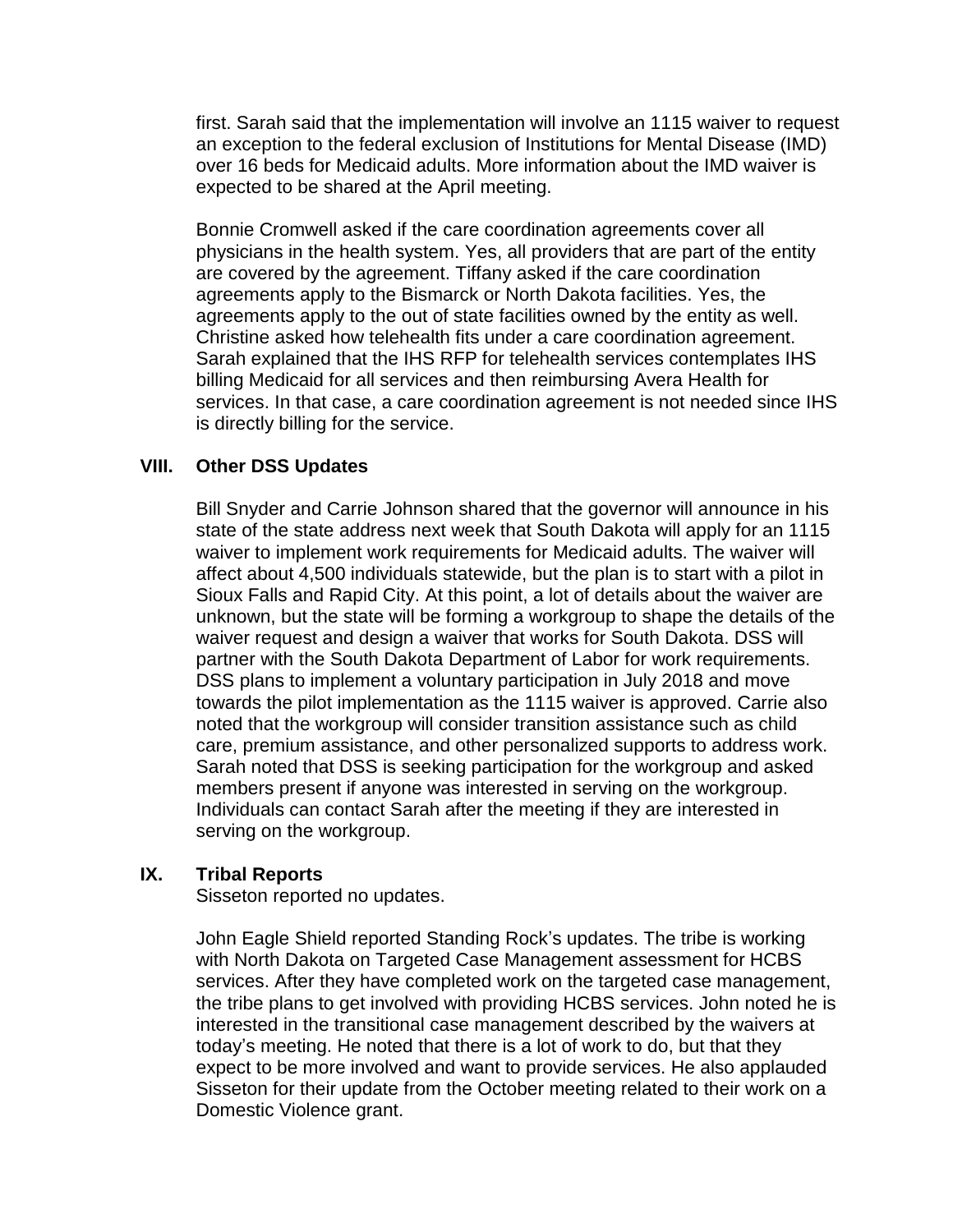first. Sarah said that the implementation will involve an 1115 waiver to request an exception to the federal exclusion of Institutions for Mental Disease (IMD) over 16 beds for Medicaid adults. More information about the IMD waiver is expected to be shared at the April meeting.

Bonnie Cromwell asked if the care coordination agreements cover all physicians in the health system. Yes, all providers that are part of the entity are covered by the agreement. Tiffany asked if the care coordination agreements apply to the Bismarck or North Dakota facilities. Yes, the agreements apply to the out of state facilities owned by the entity as well. Christine asked how telehealth fits under a care coordination agreement. Sarah explained that the IHS RFP for telehealth services contemplates IHS billing Medicaid for all services and then reimbursing Avera Health for services. In that case, a care coordination agreement is not needed since IHS is directly billing for the service.

## VIII. Other DSS Updates

Bill Snyder and Carrie Johnson shared that the governor will announce in his state of the state address next week that South Dakota will apply for an 1115 waiver to implement work requirements for Medicaid adults. The waiver will affect about 4,500 individuals statewide, but the plan is to start with a pilot in Sioux Falls and Rapid City. At this point, a lot of details about the waiver are unknown, but the state will be forming a workgroup to shape the details of the waiver request and design a waiver that works for South Dakota. DSS will partner with the South Dakota Department of Labor for work requirements. DSS plans to implement a voluntary participation in July 2018 and move towards the pilot implementation as the 1115 waiver is approved. Carrie also noted that the workgroup will consider transition assistance such as child care, premium assistance, and other personalized supports to address work. Sarah noted that DSS is seeking participation for the workgroup and asked members present if anyone was interested in serving on the workgroup. Individuals can contact Sarah after the meeting if they are interested in serving on the workgroup.

## IX. Tribal Reports

Sisseton reported no updates.

John Eagle Shield reported Standing Rock's updates. The tribe is working with North Dakota on Targeted Case Management assessment for HCBS services. After they have completed work on the targeted case management, the tribe plans to get involved with providing HCBS services. John noted he is interested in the transitional case management described by the waivers at today's meeting. He noted that there is a lot of work to do, but that they expect to be more involved and want to provide services. He also applauded Sisseton for their update from the October meeting related to their work on a Domestic Violence grant.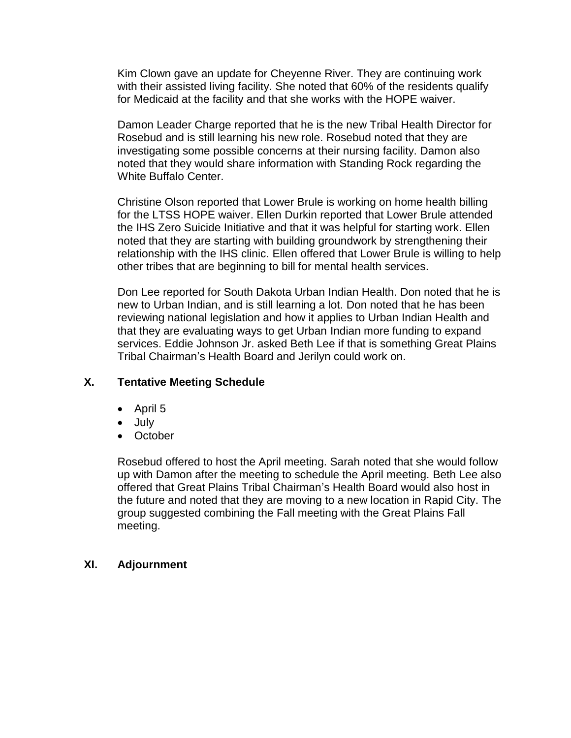Kim Clown gave an update for Cheyenne River. They are continuing work with their assisted living facility. She noted that 60% of the residents qualify for Medicaid at the facility and that she works with the HOPE waiver.

Damon Leader Charge reported that he is the new Tribal Health Director for Rosebud and is still learning his new role. Rosebud noted that they are investigating some possible concerns at their nursing facility. Damon also noted that they would share information with Standing Rock regarding the White Buffalo Center.

Christine Olson reported that Lower Brule is working on home health billing for the LTSS HOPE waiver. Ellen Durkin reported that Lower Brule attended the IHS Zero Suicide Initiative and that it was helpful for starting work. Ellen noted that they are starting with building groundwork by strengthening their relationship with the IHS clinic. Ellen offered that Lower Brule is willing to help other tribes that are beginning to bill for mental health services.

Don Lee reported for South Dakota Urban Indian Health. Don noted that he is new to Urban Indian, and is still learning a lot. Don noted that he has been reviewing national legislation and how it applies to Urban Indian Health and that they are evaluating ways to get Urban Indian more funding to expand services. Eddie Johnson Jr. asked Beth Lee if that is something Great Plains Tribal Chairman's Health Board and Jerilyn could work on.

## X. Tentative Meeting Schedule

- April 5
- July
- October

Rosebud offered to host the April meeting. Sarah noted that she would follow up with Damon after the meeting to schedule the April meeting. Beth Lee also offered that Great Plains Tribal Chairman's Health Board would also host in the future and noted that they are moving to a new location in Rapid City. The group suggested combining the Fall meeting with the Great Plains Fall meeting.

## XI. Adjournment